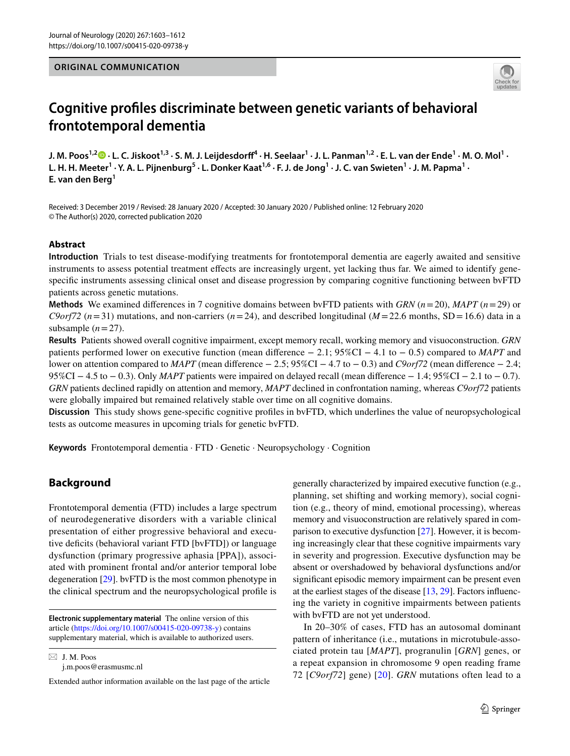ORIGINAL COMMUNICATION

# Cognitive profiles discriminate between genetic variants of behavioral frontotemporal dementia

**J. M. Poos[1,2] · L. C. Jiskoot[1,3] · S. M. J. Leijdesdorff[4] · H. Seelaar[1] · J. L. Panman[1,2] · E. L. van der Ende[1] · M. O. Mol[1] · L. H. H. Meeter[1] · Y. A. L. Pijnenburg[5] · L. Donker Kaat[1,6] · F. J. de Jong[1] · J. C. van Swieten[1] · J. M. Papma[1] · E. van den Berg[1]**

Received: 3 December 2019 / Revised: 28 January 2020 / Accepted: 30 January 2020 / Published online: 12 February 2020
© The Author(s) 2020, corrected publication 2020

## Abstract

**Introduction** Trials to test disease-modifying treatments for frontotemporal dementia are eagerly awaited and sensitive instruments to assess potential treatment effects are increasingly urgent, yet lacking thus far. We aimed to identify gene-specific instruments assessing clinical onset and disease progression by comparing cognitive functioning between bvFTD patients across genetic mutations.

**Methods** We examined differences in 7 cognitive domains between bvFTD patients with *GRN* ($n=20$), *MAPT* ($n=29$) or *C9orf72* ($n=31$) mutations, and non-carriers ($n=24$), and described longitudinal ($M=22.6$ months, $SD=16.6$) data in a subsample ($n=27$).

**Results** Patients showed overall cognitive impairment, except memory recall, working memory and visuoconstruction. *GRN* patients performed lower on executive function (mean difference − 2.1; 95%CI − 4.1 to − 0.5) compared to *MAPT* and lower on attention compared to *MAPT* (mean difference − 2.5; 95%CI − 4.7 to − 0.3) and *C9orf72* (mean difference − 2.4; 95%CI − 4.5 to − 0.3). Only *MAPT* patients were impaired on delayed recall (mean difference − 1.4; 95%CI − 2.1 to − 0.7). *GRN* patients declined rapidly on attention and memory, *MAPT* declined in confrontation naming, whereas *C9orf72* patients were globally impaired but remained relatively stable over time on all cognitive domains.

**Discussion** This study shows gene-specific cognitive profiles in bvFTD, which underlines the value of neuropsychological tests as outcome measures in upcoming trials for genetic bvFTD.

**Keywords** Frontotemporal dementia · FTD · Genetic · Neuropsychology · Cognition

## Background

Frontotemporal dementia (FTD) includes a large spectrum of neurodegenerative disorders with a variable clinical presentation of either progressive behavioral and executive deficits (behavioral variant FTD [bvFTD]) or language dysfunction (primary progressive aphasia [PPA]), associated with prominent frontal and/or anterior temporal lobe degeneration [29]. bvFTD is the most common phenotype in the clinical spectrum and the neuropsychological profile is generally characterized by impaired executive function (e.g., planning, set shifting and working memory), social cognition (e.g., theory of mind, emotional processing), whereas memory and visuoconstruction are relatively spared in comparison to executive dysfunction [27]. However, it is becoming increasingly clear that these cognitive impairments vary in severity and progression. Executive dysfunction may be absent or overshadowed by behavioral dysfunctions and/or significant episodic memory impairment can be present even at the earliest stages of the disease [13, 29]. Factors influencing the variety in cognitive impairments between patients with bvFTD are not yet understood.

In 20–30% of cases, FTD has an autosomal dominant pattern of inheritance (i.e., mutations in microtubule-associated protein tau [*MAPT*], progranulin [*GRN*] genes, or a repeat expansion in chromosome 9 open reading frame 72 [*C9orf72*] gene) [20]. *GRN* mutations often lead to a

**Electronic supplementary material** The online version of this article (https://doi.org/10.1007/s00415-020-09738-y) contains supplementary material, which is available to authorized users.

✉ J. M. Poos
j.m.poos@erasmusmc.nl

Extended author information available on the last page of the article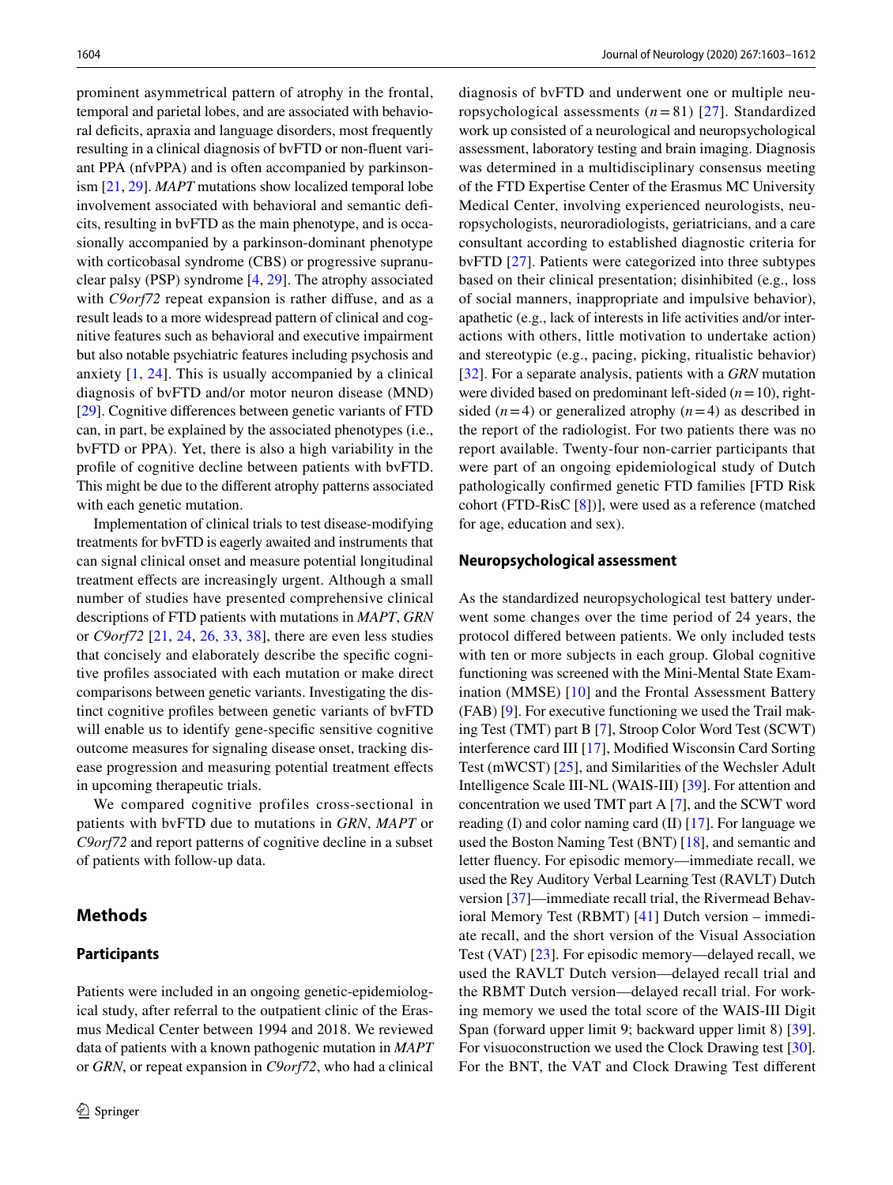prominent asymmetrical pattern of atrophy in the frontal, temporal and parietal lobes, and are associated with behavioral deficits, apraxia and language disorders, most frequently resulting in a clinical diagnosis of bvFTD or non-fluent variant PPA (nfvPPA) and is often accompanied by parkinsonism [21, 29]. *MAPT* mutations show localized temporal lobe involvement associated with behavioral and semantic deficits, resulting in bvFTD as the main phenotype, and is occasionally accompanied by a parkinson-dominant phenotype with corticobasal syndrome (CBS) or progressive supranuclear palsy (PSP) syndrome [4, 29]. The atrophy associated with *C9orf72* repeat expansion is rather diffuse, and as a result leads to a more widespread pattern of clinical and cognitive features such as behavioral and executive impairment but also notable psychiatric features including psychosis and anxiety [1, 24]. This is usually accompanied by a clinical diagnosis of bvFTD and/or motor neuron disease (MND) [29]. Cognitive differences between genetic variants of FTD can, in part, be explained by the associated phenotypes (i.e., bvFTD or PPA). Yet, there is also a high variability in the profile of cognitive decline between patients with bvFTD. This might be due to the different atrophy patterns associated with each genetic mutation.

Implementation of clinical trials to test disease-modifying treatments for bvFTD is eagerly awaited and instruments that can signal clinical onset and measure potential longitudinal treatment effects are increasingly urgent. Although a small number of studies have presented comprehensive clinical descriptions of FTD patients with mutations in *MAPT*, *GRN* or *C9orf72* [21, 24, 26, 33, 38], there are even less studies that concisely and elaborately describe the specific cognitive profiles associated with each mutation or make direct comparisons between genetic variants. Investigating the distinct cognitive profiles between genetic variants of bvFTD will enable us to identify gene-specific sensitive cognitive outcome measures for signaling disease onset, tracking disease progression and measuring potential treatment effects in upcoming therapeutic trials.

We compared cognitive profiles cross-sectional in patients with bvFTD due to mutations in *GRN*, *MAPT* or *C9orf72* and report patterns of cognitive decline in a subset of patients with follow-up data.

## Methods

### Participants

Patients were included in an ongoing genetic-epidemiological study, after referral to the outpatient clinic of the Erasmus Medical Center between 1994 and 2018. We reviewed data of patients with a known pathogenic mutation in *MAPT* or *GRN*, or repeat expansion in *C9orf72*, who had a clinical diagnosis of bvFTD and underwent one or multiple neuropsychological assessments ($n=81$) [27]. Standardized work up consisted of a neurological and neuropsychological assessment, laboratory testing and brain imaging. Diagnosis was determined in a multidisciplinary consensus meeting of the FTD Expertise Center of the Erasmus MC University Medical Center, involving experienced neurologists, neuropsychologists, neuroradiologists, geriatricians, and a care consultant according to established diagnostic criteria for bvFTD [27]. Patients were categorized into three subtypes based on their clinical presentation; disinhibited (e.g., loss of social manners, inappropriate and impulsive behavior), apathetic (e.g., lack of interests in life activities and/or interactions with others, little motivation to undertake action) and stereotypic (e.g., pacing, picking, ritualistic behavior) [32]. For a separate analysis, patients with a *GRN* mutation were divided based on predominant left-sided ($n=10$), right-sided ($n=4$) or generalized atrophy ($n=4$) as described in the report of the radiologist. For two patients there was no report available. Twenty-four non-carrier participants that were part of an ongoing epidemiological study of Dutch pathologically confirmed genetic FTD families [FTD Risk cohort (FTD-RisC [8])], were used as a reference (matched for age, education and sex).

### Neuropsychological assessment

As the standardized neuropsychological test battery underwent some changes over the time period of 24 years, the protocol differed between patients. We only included tests with ten or more subjects in each group. Global cognitive functioning was screened with the Mini-Mental State Examination (MMSE) [10] and the Frontal Assessment Battery (FAB) [9]. For executive functioning we used the Trail making Test (TMT) part B [7], Stroop Color Word Test (SCWT) interference card III [17], Modified Wisconsin Card Sorting Test (mWCST) [25], and Similarities of the Wechsler Adult Intelligence Scale III-NL (WAIS-III) [39]. For attention and concentration we used TMT part A [7], and the SCWT word reading (I) and color naming card (II) [17]. For language we used the Boston Naming Test (BNT) [18], and semantic and letter fluency. For episodic memory—immediate recall, we used the Rey Auditory Verbal Learning Test (RAVLT) Dutch version [37]—immediate recall trial, the Rivermead Behavioral Memory Test (RBMT) [41] Dutch version – immediate recall, and the short version of the Visual Association Test (VAT) [23]. For episodic memory—delayed recall, we used the RAVLT Dutch version—delayed recall trial and the RBMT Dutch version—delayed recall trial. For working memory we used the total score of the WAIS-III Digit Span (forward upper limit 9; backward upper limit 8) [39]. For visuoconstruction we used the Clock Drawing test [30]. For the BNT, the VAT and Clock Drawing Test different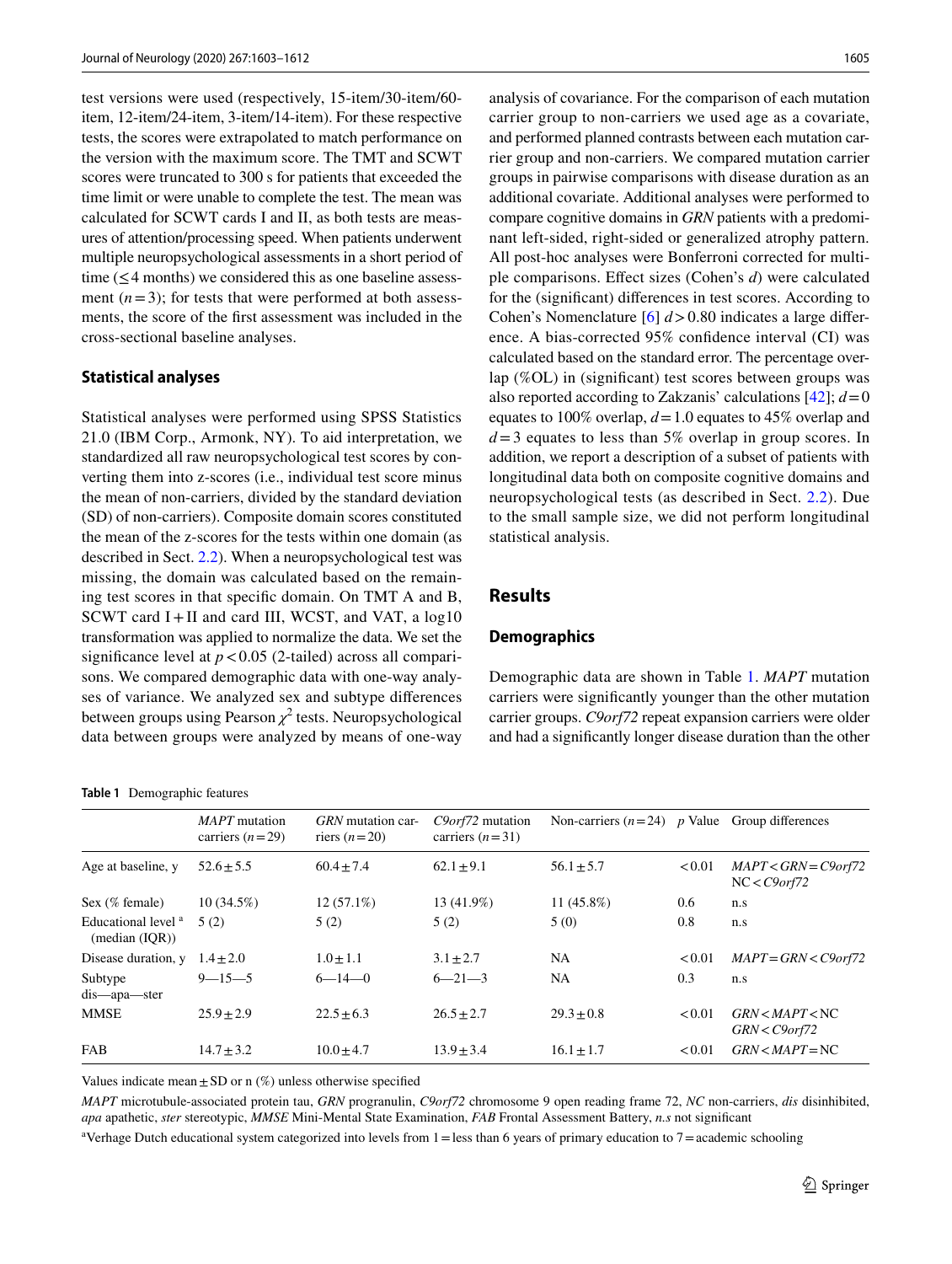test versions were used (respectively, 15-item/30-item/60-item, 12-item/24-item, 3-item/14-item). For these respective tests, the scores were extrapolated to match performance on the version with the maximum score. The TMT and SCWT scores were truncated to 300 s for patients that exceeded the time limit or were unable to complete the test. The mean was calculated for SCWT cards I and II, as both tests are measures of attention/processing speed. When patients underwent multiple neuropsychological assessments in a short period of time (≤ 4 months) we considered this as one baseline assessment ($n=3$); for tests that were performed at both assessments, the score of the first assessment was included in the cross-sectional baseline analyses.

### Statistical analyses

Statistical analyses were performed using SPSS Statistics 21.0 (IBM Corp., Armonk, NY). To aid interpretation, we standardized all raw neuropsychological test scores by converting them into z-scores (i.e., individual test score minus the mean of non-carriers, divided by the standard deviation (SD) of non-carriers). Composite domain scores constituted the mean of the z-scores for the tests within one domain (as described in Sect. 2.2). When a neuropsychological test was missing, the domain was calculated based on the remaining test scores in that specific domain. On TMT A and B, SCWT card I + II and card III, WCST, and VAT, a log10 transformation was applied to normalize the data. We set the significance level at $p<0.05$ (2-tailed) across all comparisons. We compared demographic data with one-way analyses of variance. We analyzed sex and subtype differences between groups using Pearson $\chi^2$ tests. Neuropsychological data between groups were analyzed by means of one-way analysis of covariance. For the comparison of each mutation carrier group to non-carriers we used age as a covariate, and performed planned contrasts between each mutation carrier group and non-carriers. We compared mutation carrier groups in pairwise comparisons with disease duration as an additional covariate. Additional analyses were performed to compare cognitive domains in *GRN* patients with a predominant left-sided, right-sided or generalized atrophy pattern. All post-hoc analyses were Bonferroni corrected for multiple comparisons. Effect sizes (Cohen's *d*) were calculated for the (significant) differences in test scores. According to Cohen's Nomenclature [6] $d>0.80$ indicates a large difference. A bias-corrected 95% confidence interval (CI) was calculated based on the standard error. The percentage overlap (%OL) in (significant) test scores between groups was also reported according to Zakzanis' calculations [42]; $d=0$ equates to 100% overlap, $d=1.0$ equates to 45% overlap and $d=3$ equates to less than 5% overlap in group scores. In addition, we report a description of a subset of patients with longitudinal data both on composite cognitive domains and neuropsychological tests (as described in Sect. 2.2). Due to the small sample size, we did not perform longitudinal statistical analysis.

## Results

### Demographics

Demographic data are shown in Table 1. *MAPT* mutation carriers were significantly younger than the other mutation carrier groups. *C9orf72* repeat expansion carriers were older and had a significantly longer disease duration than the other

**Table 1** Demographic features

| | *MAPT* mutation carriers ($n=29$) | *GRN* mutation carriers ($n=20$) | *C9orf72* mutation carriers ($n=31$) | Non-carriers ($n=24$) | *p* Value | Group differences |
|---|---|---|---|---|---|---|
| Age at baseline, y | 52.6 ± 5.5 | 60.4 ± 7.4 | 62.1 ± 9.1 | 56.1 ± 5.7 | < 0.01 | *MAPT* < *GRN* = *C9orf72* NC < *C9orf72* |
| Sex (% female) | 10 (34.5%) | 12 (57.1%) | 13 (41.9%) | 11 (45.8%) | 0.6 | n.s |
| Educational level [a] (median (IQR)) | 5 (2) | 5 (2) | 5 (2) | 5 (0) | 0.8 | n.s |
| Disease duration, y | 1.4 ± 2.0 | 1.0 ± 1.1 | 3.1 ± 2.7 | NA | < 0.01 | *MAPT* = *GRN* < *C9orf72* |
| Subtype dis—apa—ster | 9—15—5 | 6—14—0 | 6—21—3 | NA | 0.3 | n.s |
| MMSE | 25.9 ± 2.9 | 22.5 ± 6.3 | 26.5 ± 2.7 | 29.3 ± 0.8 | < 0.01 | *GRN* < *MAPT* < NC *GRN* < *C9orf72* |
| FAB | 14.7 ± 3.2 | 10.0 ± 4.7 | 13.9 ± 3.4 | 16.1 ± 1.7 | < 0.01 | *GRN* < *MAPT* = NC |

Values indicate mean ± SD or n (%) unless otherwise specified

*MAPT* microtubule-associated protein tau, *GRN* progranulin, *C9orf72* chromosome 9 open reading frame 72, *NC* non-carriers, *dis* disinhibited, *apa* apathetic, *ster* stereotypic, *MMSE* Mini-Mental State Examination, *FAB* Frontal Assessment Battery, *n.s* not significant

[a]Verhage Dutch educational system categorized into levels from 1 = less than 6 years of primary education to 7 = academic schooling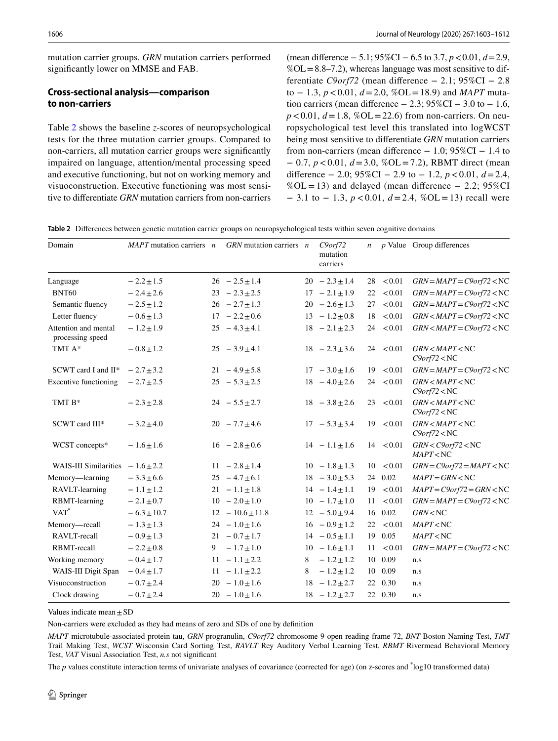mutation carrier groups. *GRN* mutation carriers performed significantly lower on MMSE and FAB.

### Cross-sectional analysis—comparison to non-carriers

Table 2 shows the baseline *z*-scores of neuropsychological tests for the three mutation carrier groups. Compared to non-carriers, all mutation carrier groups were significantly impaired on language, attention/mental processing speed and executive functioning, but not on working memory and visuoconstruction. Executive functioning was most sensitive to differentiate *GRN* mutation carriers from non-carriers (mean difference − 5.1; 95%CI − 6.5 to 3.7, $p<0.01$, $d=2.9$, %OL = 8.8–7.2), whereas language was most sensitive to differentiate *C9orf72* (mean difference − 2.1; 95%CI − 2.8 to − 1.3, $p<0.01$, $d=2.0$, %OL = 18.9) and *MAPT* mutation carriers (mean difference − 2.3; 95%CI − 3.0 to − 1.6, $p<0.01$, $d=1.8$, %OL = 22.6) from non-carriers. On neuropsychological test level this translated into logWCST being most sensitive to differentiate *GRN* mutation carriers from non-carriers (mean difference − 1.0; 95%CI − 1.4 to − 0.7, $p<0.01$, $d=3.0$, %OL = 7.2), RBMT direct (mean difference − 2.0; 95%CI − 2.9 to − 1.2, $p<0.01$, $d=2.4$, %OL = 13) and delayed (mean difference − 2.2; 95%CI − 3.1 to − 1.3, $p<0.01$, $d=2.4$, %OL = 13) recall were

**Table 2** Differences between genetic mutation carrier groups on neuropsychological tests within seven cognitive domains

| Domain | *MAPT* mutation carriers | *n* | *GRN* mutation carriers | *n* | *C9orf72* mutation carriers | *n* | *p* Value | Group differences |
|---|---|---|---|---|---|---|---|---|
| Language | − 2.2 ± 1.5 | 26 | − 2.5 ± 1.4 | 20 | − 2.3 ± 1.4 | 28 | < 0.01 | *GRN* = *MAPT* = *C9orf72* < NC |
| BNT60 | − 2.4 ± 2.6 | 23 | − 2.3 ± 2.5 | 17 | − 2.1 ± 1.9 | 22 | < 0.01 | *GRN* = *MAPT* = *C9orf72* < NC |
| Semantic fluency | − 2.5 ± 1.2 | 26 | − 2.7 ± 1.3 | 20 | − 2.6 ± 1.3 | 27 | < 0.01 | *GRN* = *MAPT* = *C9orf72* < NC |
| Letter fluency | − 0.6 ± 1.3 | 17 | − 2.2 ± 0.6 | 13 | − 1.2 ± 0.8 | 18 | < 0.01 | *GRN* < *MAPT* = *C9orf72* < NC |
| Attention and mental processing speed | − 1.2 ± 1.9 | 25 | − 4.3 ± 4.1 | 18 | − 2.1 ± 2.3 | 24 | < 0.01 | *GRN* < *MAPT* = *C9orf72* < NC |
| TMT A* | − 0.8 ± 1.2 | 25 | − 3.9 ± 4.1 | 18 | − 2.3 ± 3.6 | 24 | < 0.01 | *GRN* < *MAPT* < NC *C9orf72* < NC |
| SCWT card I and II* | − 2.7 ± 3.2 | 21 | − 4.9 ± 5.8 | 17 | − 3.0 ± 1.6 | 19 | < 0.01 | *GRN* = *MAPT* = *C9orf72* < NC |
| Executive functioning | − 2.7 ± 2.5 | 25 | − 5.3 ± 2.5 | 18 | − 4.0 ± 2.6 | 24 | < 0.01 | *GRN* < *MAPT* < NC *C9orf72* < NC |
| TMT B* | − 2.3 ± 2.8 | 24 | − 5.5 ± 2.7 | 18 | − 3.8 ± 2.6 | 23 | < 0.01 | *GRN* < *MAPT* < NC *C9orf72* < NC |
| SCWT card III* | − 3.2 ± 4.0 | 20 | − 7.7 ± 4.6 | 17 | − 5.3 ± 3.4 | 19 | < 0.01 | *GRN* < *MAPT* < NC *C9orf72* < NC |
| WCST concepts* | − 1.6 ± 1.6 | 16 | − 2.8 ± 0.6 | 14 | − 1.1 ± 1.6 | 14 | < 0.01 | *GRN* < *C9orf72* < NC *MAPT* < NC |
| WAIS-III Similarities | − 1.6 ± 2.2 | 11 | − 2.8 ± 1.4 | 10 | − 1.8 ± 1.3 | 10 | < 0.01 | *GRN* = *C9orf72* = *MAPT* < NC |
| Memory—learning | − 3.3 ± 6.6 | 25 | − 4.7 ± 6.1 | 18 | − 3.0 ± 5.3 | 24 | 0.02 | *MAPT* = *GRN* < NC |
| RAVLT-learning | − 1.1 ± 1.2 | 21 | − 1.1 ± 1.8 | 14 | − 1.4 ± 1.1 | 19 | < 0.01 | *MAPT* = *C9orf72* = *GRN* < NC |
| RBMT-learning | − 2.1 ± 0.7 | 10 | − 2.0 ± 1.0 | 10 | − 1.7 ± 1.0 | 11 | < 0.01 | *GRN* = *MAPT* = *C9orf72* < NC |
| VAT* | − 6.3 ± 10.7 | 12 | − 10.6 ± 11.8 | 12 | − 5.0 ± 9.4 | 16 | 0.02 | *GRN* < NC |
| Memory—recall | − 1.3 ± 1.3 | 24 | − 1.0 ± 1.6 | 16 | − 0.9 ± 1.2 | 22 | < 0.01 | *MAPT* < NC |
| RAVLT-recall | − 0.9 ± 1.3 | 21 | − 0.7 ± 1.7 | 14 | − 0.5 ± 1.1 | 19 | 0.05 | *MAPT* < NC |
| RBMT-recall | − 2.2 ± 0.8 | 9 | − 1.7 ± 1.0 | 10 | − 1.6 ± 1.1 | 11 | < 0.01 | *GRN* = *MAPT* = *C9orf72* < NC |
| Working memory | − 0.4 ± 1.7 | 11 | − 1.1 ± 2.2 | 8 | − 1.2 ± 1.2 | 10 | 0.09 | n.s |
| WAIS-III Digit Span | − 0.4 ± 1.7 | 11 | − 1.1 ± 2.2 | 8 | − 1.2 ± 1.2 | 10 | 0.09 | n.s |
| Visuoconstruction | − 0.7 ± 2.4 | 20 | − 1.0 ± 1.6 | 18 | − 1.2 ± 2.7 | 22 | 0.30 | n.s |
| Clock drawing | − 0.7 ± 2.4 | 20 | − 1.0 ± 1.6 | 18 | − 1.2 ± 2.7 | 22 | 0.30 | n.s |

Values indicate mean ± SD

Non-carriers were excluded as they had means of zero and SDs of one by definition

*MAPT* microtubule-associated protein tau, *GRN* progranulin, *C9orf72* chromosome 9 open reading frame 72, *BNT* Boston Naming Test, *TMT* Trail Making Test, *WCST* Wisconsin Card Sorting Test, *RAVLT* Rey Auditory Verbal Learning Test, *RBMT* Rivermead Behavioral Memory Test, *VAT* Visual Association Test, *n.s* not significant

The *p* values constitute interaction terms of univariate analyses of covariance (corrected for age) (on z-scores and *log10 transformed data)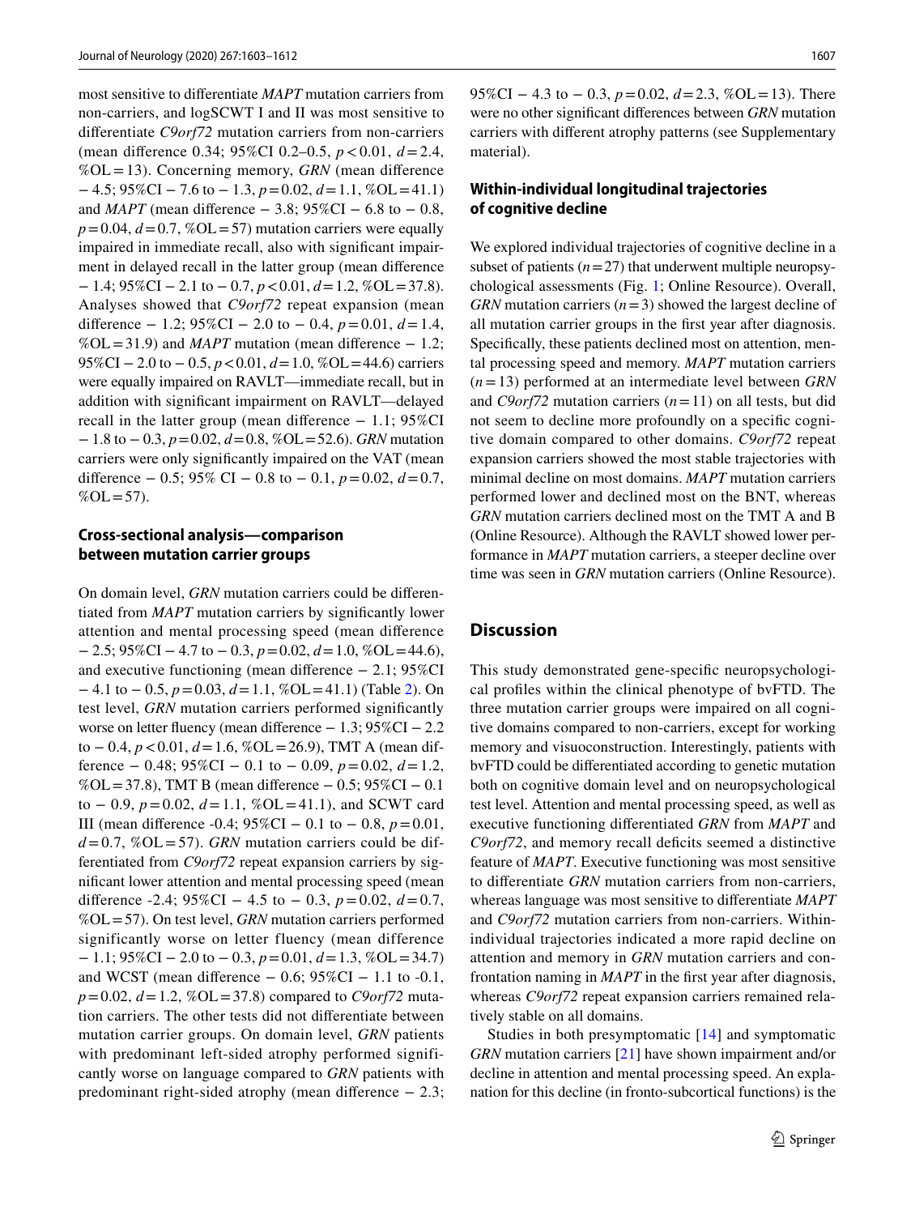most sensitive to differentiate *MAPT* mutation carriers from non-carriers, and logSCWT I and II was most sensitive to differentiate *C9orf72* mutation carriers from non-carriers (mean difference 0.34; 95%CI 0.2–0.5, $p<0.01$, $d=2.4$, %OL = 13). Concerning memory, *GRN* (mean difference − 4.5; 95%CI − 7.6 to − 1.3, $p=0.02$, $d=1.1$, %OL = 41.1) and *MAPT* (mean difference − 3.8; 95%CI − 6.8 to − 0.8, $p=0.04$, $d=0.7$, %OL = 57) mutation carriers were equally impaired in immediate recall, also with significant impairment in delayed recall in the latter group (mean difference − 1.4; 95%CI − 2.1 to − 0.7, $p<0.01$, $d=1.2$, %OL = 37.8). Analyses showed that *C9orf72* repeat expansion (mean difference − 1.2; 95%CI − 2.0 to − 0.4, $p=0.01$, $d=1.4$, %OL = 31.9) and *MAPT* mutation (mean difference − 1.2; 95%CI − 2.0 to − 0.5, $p<0.01$, $d=1.0$, %OL = 44.6) carriers were equally impaired on RAVLT—immediate recall, but in addition with significant impairment on RAVLT—delayed recall in the latter group (mean difference − 1.1; 95%CI − 1.8 to − 0.3, $p=0.02$, $d=0.8$, %OL = 52.6). *GRN* mutation carriers were only significantly impaired on the VAT (mean difference − 0.5; 95% CI − 0.8 to − 0.1, $p=0.02$, $d=0.7$, %OL = 57).

### Cross-sectional analysis—comparison between mutation carrier groups

On domain level, *GRN* mutation carriers could be differentiated from *MAPT* mutation carriers by significantly lower attention and mental processing speed (mean difference − 2.5; 95%CI − 4.7 to − 0.3, $p=0.02$, $d=1.0$, %OL = 44.6), and executive functioning (mean difference − 2.1; 95%CI − 4.1 to − 0.5, $p=0.03$, $d=1.1$, %OL = 41.1) (Table 2). On test level, *GRN* mutation carriers performed significantly worse on letter fluency (mean difference − 1.3; 95%CI − 2.2 to − 0.4, $p<0.01$, $d=1.6$, %OL = 26.9), TMT A (mean difference − 0.48; 95%CI − 0.1 to − 0.09, $p=0.02$, $d=1.2$, %OL = 37.8), TMT B (mean difference − 0.5; 95%CI − 0.1 to − 0.9, $p=0.02$, $d=1.1$, %OL = 41.1), and SCWT card III (mean difference -0.4; 95%CI − 0.1 to − 0.8, $p=0.01$, $d=0.7$, %OL = 57). *GRN* mutation carriers could be differentiated from *C9orf72* repeat expansion carriers by significant lower attention and mental processing speed (mean difference -2.4; 95%CI − 4.5 to − 0.3, $p=0.02$, $d=0.7$, %OL = 57). On test level, *GRN* mutation carriers performed significantly worse on letter fluency (mean difference − 1.1; 95%CI − 2.0 to − 0.3, $p=0.01$, $d=1.3$, %OL = 34.7) and WCST (mean difference − 0.6; 95%CI − 1.1 to -0.1, $p=0.02$, $d=1.2$, %OL = 37.8) compared to *C9orf72* mutation carriers. The other tests did not differentiate between mutation carrier groups. On domain level, *GRN* patients with predominant left-sided atrophy performed significantly worse on language compared to *GRN* patients with predominant right-sided atrophy (mean difference − 2.3; 95%CI − 4.3 to − 0.3, $p=0.02$, $d=2.3$, %OL = 13). There were no other significant differences between *GRN* mutation carriers with different atrophy patterns (see Supplementary material).

### Within-individual longitudinal trajectories of cognitive decline

We explored individual trajectories of cognitive decline in a subset of patients ($n=27$) that underwent multiple neuropsychological assessments (Fig. 1; Online Resource). Overall, *GRN* mutation carriers ($n=3$) showed the largest decline of all mutation carrier groups in the first year after diagnosis. Specifically, these patients declined most on attention, mental processing speed and memory. *MAPT* mutation carriers ($n=13$) performed at an intermediate level between *GRN* and *C9orf72* mutation carriers ($n=11$) on all tests, but did not seem to decline more profoundly on a specific cognitive domain compared to other domains. *C9orf72* repeat expansion carriers showed the most stable trajectories with minimal decline on most domains. *MAPT* mutation carriers performed lower and declined most on the BNT, whereas *GRN* mutation carriers declined most on the TMT A and B (Online Resource). Although the RAVLT showed lower performance in *MAPT* mutation carriers, a steeper decline over time was seen in *GRN* mutation carriers (Online Resource).

## Discussion

This study demonstrated gene-specific neuropsychological profiles within the clinical phenotype of bvFTD. The three mutation carrier groups were impaired on all cognitive domains compared to non-carriers, except for working memory and visuoconstruction. Interestingly, patients with bvFTD could be differentiated according to genetic mutation both on cognitive domain level and on neuropsychological test level. Attention and mental processing speed, as well as executive functioning differentiated *GRN* from *MAPT* and *C9orf72*, and memory recall deficits seemed a distinctive feature of *MAPT*. Executive functioning was most sensitive to differentiate *GRN* mutation carriers from non-carriers, whereas language was most sensitive to differentiate *MAPT* and *C9orf72* mutation carriers from non-carriers. Within-individual trajectories indicated a more rapid decline on attention and memory in *GRN* mutation carriers and confrontation naming in *MAPT* in the first year after diagnosis, whereas *C9orf72* repeat expansion carriers remained relatively stable on all domains.

Studies in both presymptomatic [14] and symptomatic *GRN* mutation carriers [21] have shown impairment and/or decline in attention and mental processing speed. An explanation for this decline (in fronto-subcortical functions) is the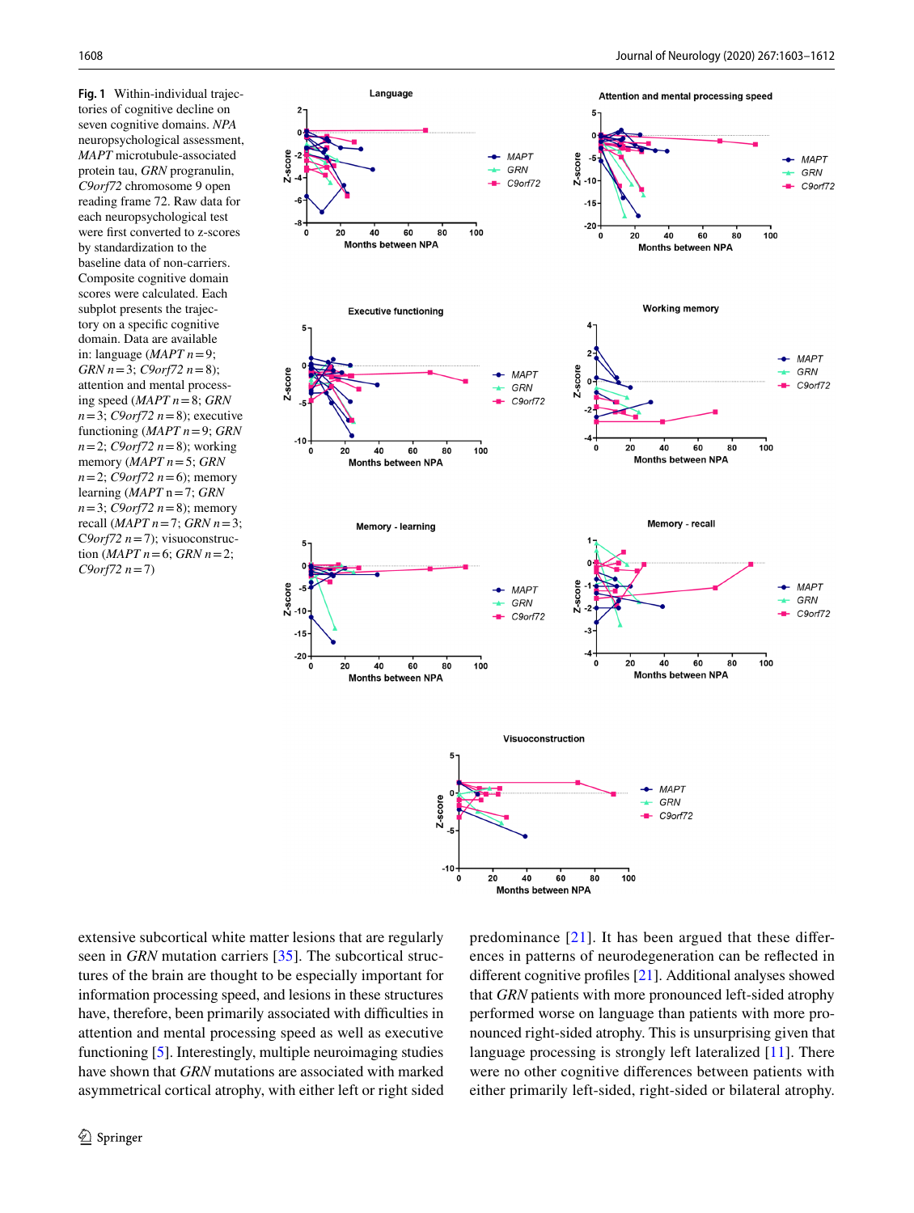**Fig. 1** Within-individual trajectories of cognitive decline on seven cognitive domains. *NPA* neuropsychological assessment, *MAPT* microtubule-associated protein tau, *GRN* progranulin, *C9orf72* chromosome 9 open reading frame 72. Raw data for each neuropsychological test were first converted to z-scores by standardization to the baseline data of non-carriers. Composite cognitive domain scores were calculated. Each subplot presents the trajectory on a specific cognitive domain. Data are available in: language (*MAPT n* = 9; *GRN n* = 3; *C9orf72 n* = 8); attention and mental processing speed (*MAPT n* = 8; *GRN n* = 3; *C9orf72 n* = 8); executive functioning (*MAPT n* = 9; *GRN n* = 2; *C9orf72 n* = 8); working memory (*MAPT n* = 5; *GRN n* = 2; *C9orf72 n* = 6); memory learning (*MAPT n* = 7; *GRN n* = 3; *C9orf72 n* = 8); memory recall (*MAPT n* = 7; *GRN n* = 3; C9orf72 *n* = 7); visuoconstruction (*MAPT n* = 6; *GRN n* = 2; *C9orf72 n* = 7)

extensive subcortical white matter lesions that are regularly seen in *GRN* mutation carriers [35]. The subcortical structures of the brain are thought to be especially important for information processing speed, and lesions in these structures have, therefore, been primarily associated with difficulties in attention and mental processing speed as well as executive functioning [5]. Interestingly, multiple neuroimaging studies have shown that *GRN* mutations are associated with marked asymmetrical cortical atrophy, with either left or right sided predominance [21]. It has been argued that these differences in patterns of neurodegeneration can be reflected in different cognitive profiles [21]. Additional analyses showed that *GRN* patients with more pronounced left-sided atrophy performed worse on language than patients with more pronounced right-sided atrophy. This is unsurprising given that language processing is strongly left lateralized [11]. There were no other cognitive differences between patients with either primarily left-sided, right-sided or bilateral atrophy.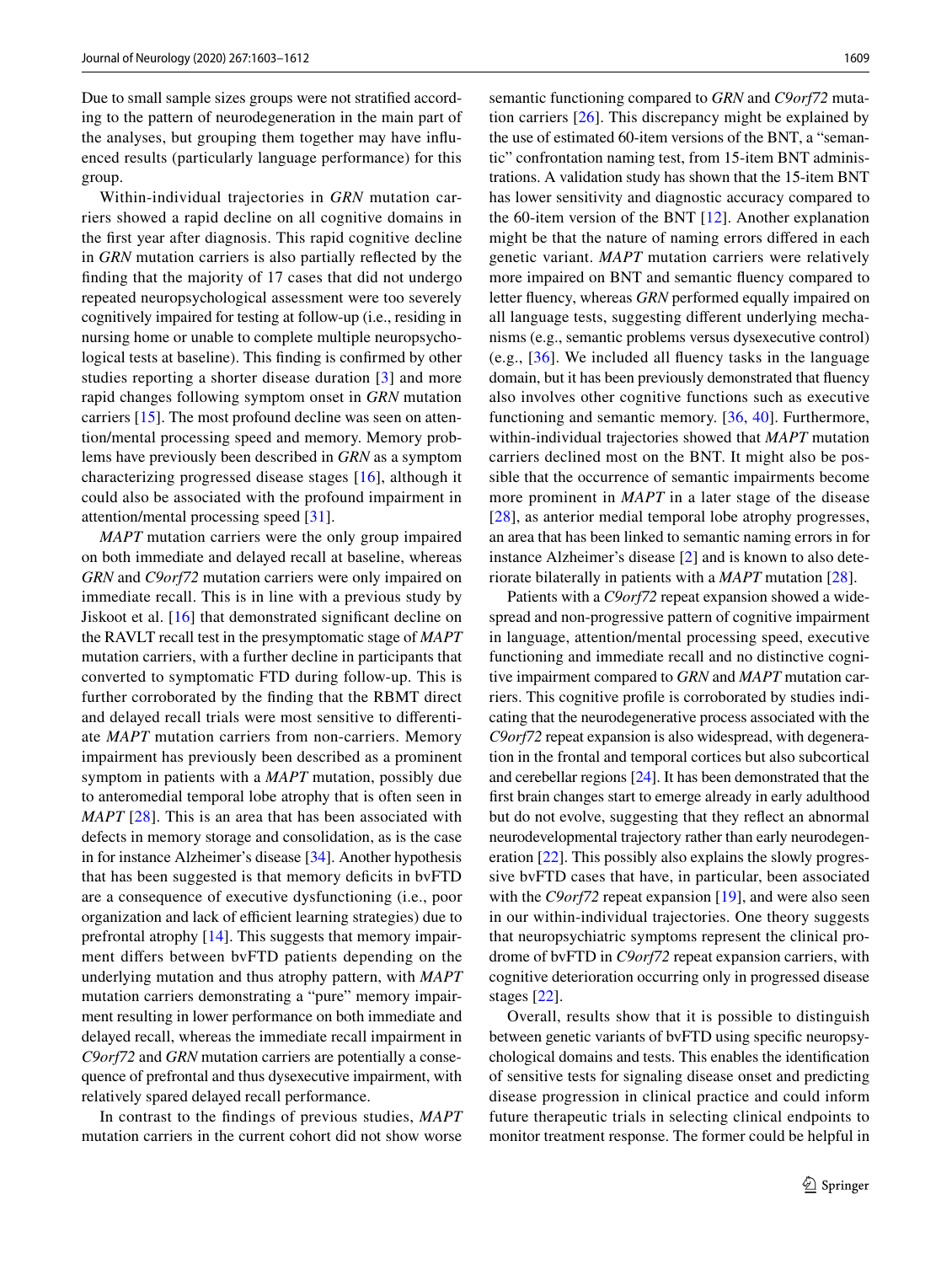Due to small sample sizes groups were not stratified according to the pattern of neurodegeneration in the main part of the analyses, but grouping them together may have influenced results (particularly language performance) for this group.

Within-individual trajectories in *GRN* mutation carriers showed a rapid decline on all cognitive domains in the first year after diagnosis. This rapid cognitive decline in *GRN* mutation carriers is also partially reflected by the finding that the majority of 17 cases that did not undergo repeated neuropsychological assessment were too severely cognitively impaired for testing at follow-up (i.e., residing in nursing home or unable to complete multiple neuropsychological tests at baseline). This finding is confirmed by other studies reporting a shorter disease duration [3] and more rapid changes following symptom onset in *GRN* mutation carriers [15]. The most profound decline was seen on attention/mental processing speed and memory. Memory problems have previously been described in *GRN* as a symptom characterizing progressed disease stages [16], although it could also be associated with the profound impairment in attention/mental processing speed [31].

*MAPT* mutation carriers were the only group impaired on both immediate and delayed recall at baseline, whereas *GRN* and *C9orf72* mutation carriers were only impaired on immediate recall. This is in line with a previous study by Jiskoot et al. [16] that demonstrated significant decline on the RAVLT recall test in the presymptomatic stage of *MAPT* mutation carriers, with a further decline in participants that converted to symptomatic FTD during follow-up. This is further corroborated by the finding that the RBMT direct and delayed recall trials were most sensitive to differentiate *MAPT* mutation carriers from non-carriers. Memory impairment has previously been described as a prominent symptom in patients with a *MAPT* mutation, possibly due to anteromedial temporal lobe atrophy that is often seen in *MAPT* [28]. This is an area that has been associated with defects in memory storage and consolidation, as is the case in for instance Alzheimer's disease [34]. Another hypothesis that has been suggested is that memory deficits in bvFTD are a consequence of executive dysfunctioning (i.e., poor organization and lack of efficient learning strategies) due to prefrontal atrophy [14]. This suggests that memory impairment differs between bvFTD patients depending on the underlying mutation and thus atrophy pattern, with *MAPT* mutation carriers demonstrating a "pure" memory impairment resulting in lower performance on both immediate and delayed recall, whereas the immediate recall impairment in *C9orf72* and *GRN* mutation carriers are potentially a consequence of prefrontal and thus dysexecutive impairment, with relatively spared delayed recall performance.

In contrast to the findings of previous studies, *MAPT* mutation carriers in the current cohort did not show worse semantic functioning compared to *GRN* and *C9orf72* mutation carriers [26]. This discrepancy might be explained by the use of estimated 60-item versions of the BNT, a "semantic" confrontation naming test, from 15-item BNT administrations. A validation study has shown that the 15-item BNT has lower sensitivity and diagnostic accuracy compared to the 60-item version of the BNT [12]. Another explanation might be that the nature of naming errors differed in each genetic variant. *MAPT* mutation carriers were relatively more impaired on BNT and semantic fluency compared to letter fluency, whereas *GRN* performed equally impaired on all language tests, suggesting different underlying mechanisms (e.g., semantic problems versus dysexecutive control) (e.g., [36]. We included all fluency tasks in the language domain, but it has been previously demonstrated that fluency also involves other cognitive functions such as executive functioning and semantic memory. [36, 40]. Furthermore, within-individual trajectories showed that *MAPT* mutation carriers declined most on the BNT. It might also be possible that the occurrence of semantic impairments become more prominent in *MAPT* in a later stage of the disease [28], as anterior medial temporal lobe atrophy progresses, an area that has been linked to semantic naming errors in for instance Alzheimer's disease [2] and is known to also deteriorate bilaterally in patients with a *MAPT* mutation [28].

Patients with a *C9orf72* repeat expansion showed a widespread and non-progressive pattern of cognitive impairment in language, attention/mental processing speed, executive functioning and immediate recall and no distinctive cognitive impairment compared to *GRN* and *MAPT* mutation carriers. This cognitive profile is corroborated by studies indicating that the neurodegenerative process associated with the *C9orf72* repeat expansion is also widespread, with degeneration in the frontal and temporal cortices but also subcortical and cerebellar regions [24]. It has been demonstrated that the first brain changes start to emerge already in early adulthood but do not evolve, suggesting that they reflect an abnormal neurodevelopmental trajectory rather than early neurodegeneration [22]. This possibly also explains the slowly progressive bvFTD cases that have, in particular, been associated with the *C9orf72* repeat expansion [19], and were also seen in our within-individual trajectories. One theory suggests that neuropsychiatric symptoms represent the clinical prodrome of bvFTD in *C9orf72* repeat expansion carriers, with cognitive deterioration occurring only in progressed disease stages [22].

Overall, results show that it is possible to distinguish between genetic variants of bvFTD using specific neuropsychological domains and tests. This enables the identification of sensitive tests for signaling disease onset and predicting disease progression in clinical practice and could inform future therapeutic trials in selecting clinical endpoints to monitor treatment response. The former could be helpful in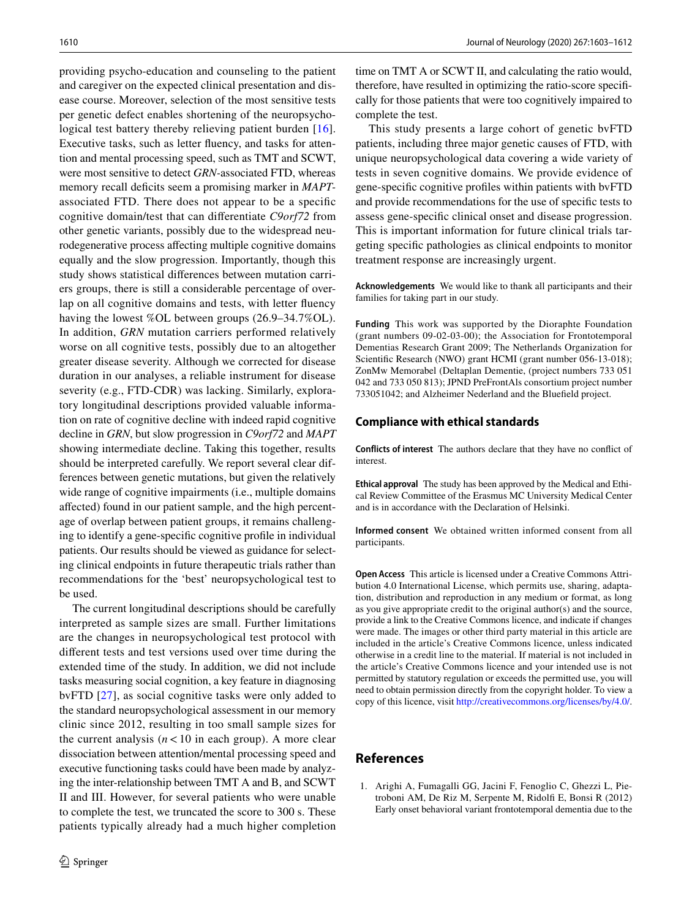providing psycho-education and counseling to the patient and caregiver on the expected clinical presentation and disease course. Moreover, selection of the most sensitive tests per genetic defect enables shortening of the neuropsychological test battery thereby relieving patient burden [16]. Executive tasks, such as letter fluency, and tasks for attention and mental processing speed, such as TMT and SCWT, were most sensitive to detect *GRN*-associated FTD, whereas memory recall deficits seem a promising marker in *MAPT*-associated FTD. There does not appear to be a specific cognitive domain/test that can differentiate *C9orf72* from other genetic variants, possibly due to the widespread neurodegenerative process affecting multiple cognitive domains equally and the slow progression. Importantly, though this study shows statistical differences between mutation carriers groups, there is still a considerable percentage of overlap on all cognitive domains and tests, with letter fluency having the lowest %OL between groups (26.9–34.7%OL). In addition, *GRN* mutation carriers performed relatively worse on all cognitive tests, possibly due to an altogether greater disease severity. Although we corrected for disease duration in our analyses, a reliable instrument for disease severity (e.g., FTD-CDR) was lacking. Similarly, exploratory longitudinal descriptions provided valuable information on rate of cognitive decline with indeed rapid cognitive decline in *GRN*, but slow progression in *C9orf72* and *MAPT* showing intermediate decline. Taking this together, results should be interpreted carefully. We report several clear differences between genetic mutations, but given the relatively wide range of cognitive impairments (i.e., multiple domains affected) found in our patient sample, and the high percentage of overlap between patient groups, it remains challenging to identify a gene-specific cognitive profile in individual patients. Our results should be viewed as guidance for selecting clinical endpoints in future therapeutic trials rather than recommendations for the 'best' neuropsychological test to be used.

The current longitudinal descriptions should be carefully interpreted as sample sizes are small. Further limitations are the changes in neuropsychological test protocol with different tests and test versions used over time during the extended time of the study. In addition, we did not include tasks measuring social cognition, a key feature in diagnosing bvFTD [27], as social cognitive tasks were only added to the standard neuropsychological assessment in our memory clinic since 2012, resulting in too small sample sizes for the current analysis ($n < 10$ in each group). A more clear dissociation between attention/mental processing speed and executive functioning tasks could have been made by analyzing the inter-relationship between TMT A and B, and SCWT II and III. However, for several patients who were unable to complete the test, we truncated the score to 300 s. These patients typically already had a much higher completion time on TMT A or SCWT II, and calculating the ratio would, therefore, have resulted in optimizing the ratio-score specifically for those patients that were too cognitively impaired to complete the test.

This study presents a large cohort of genetic bvFTD patients, including three major genetic causes of FTD, with unique neuropsychological data covering a wide variety of tests in seven cognitive domains. We provide evidence of gene-specific cognitive profiles within patients with bvFTD and provide recommendations for the use of specific tests to assess gene-specific clinical onset and disease progression. This is important information for future clinical trials targeting specific pathologies as clinical endpoints to monitor treatment response are increasingly urgent.

**Acknowledgements** We would like to thank all participants and their families for taking part in our study.

**Funding** This work was supported by the Dioraphte Foundation (grant numbers 09-02-03-00); the Association for Frontotemporal Dementias Research Grant 2009; The Netherlands Organization for Scientific Research (NWO) grant HCMI (grant number 056-13-018); ZonMw Memorabel (Deltaplan Dementie, (project numbers 733 051 042 and 733 050 813); JPND PreFrontAls consortium project number 733051042; and Alzheimer Nederland and the Bluefield project.

## Compliance with ethical standards

**Conflicts of interest** The authors declare that they have no conflict of interest.

**Ethical approval** The study has been approved by the Medical and Ethical Review Committee of the Erasmus MC University Medical Center and is in accordance with the Declaration of Helsinki.

**Informed consent** We obtained written informed consent from all participants.

**Open Access** This article is licensed under a Creative Commons Attribution 4.0 International License, which permits use, sharing, adaptation, distribution and reproduction in any medium or format, as long as you give appropriate credit to the original author(s) and the source, provide a link to the Creative Commons licence, and indicate if changes were made. The images or other third party material in this article are included in the article's Creative Commons licence, unless indicated otherwise in a credit line to the material. If material is not included in the article's Creative Commons licence and your intended use is not permitted by statutory regulation or exceeds the permitted use, you will need to obtain permission directly from the copyright holder. To view a copy of this licence, visit http://creativecommons.org/licenses/by/4.0/.

## References

1. Arighi A, Fumagalli GG, Jacini F, Fenoglio C, Ghezzi L, Pietroboni AM, De Riz M, Serpente M, Ridolfi E, Bonsi R (2012) Early onset behavioral variant frontotemporal dementia due to the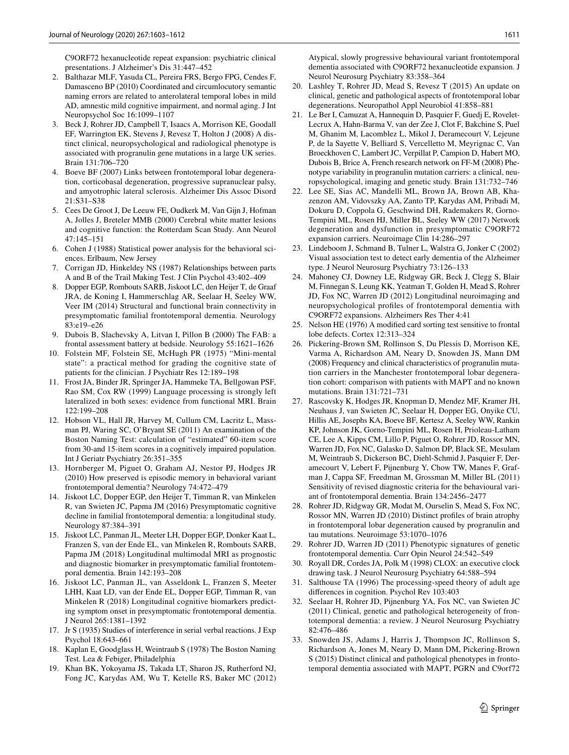C9ORF72 hexanucleotide repeat expansion: psychiatric clinical presentations. J Alzheimer's Dis 31:447–452

2. Balthazar MLF, Yasuda CL, Pereira FRS, Bergo FPG, Cendes F, Damasceno BP (2010) Coordinated and circumlocutory semantic naming errors are related to anterolateral temporal lobes in mild AD, amnestic mild cognitive impairment, and normal aging. J Int Neuropsychol Soc 16:1099–1107
3. Beck J, Rohrer JD, Campbell T, Isaacs A, Morrison KE, Goodall EF, Warrington EK, Stevens J, Revesz T, Holton J (2008) A distinct clinical, neuropsychological and radiological phenotype is associated with progranulin gene mutations in a large UK series. Brain 131:706–720
4. Boeve BF (2007) Links between frontotemporal lobar degeneration, corticobasal degeneration, progressive supranuclear palsy, and amyotrophic lateral sclerosis. Alzheimer Dis Assoc Disord 21:S31–S38
5. Cees De Groot J, De Leeuw FE, Oudkerk M, Van Gijn J, Hofman A, Jolles J, Breteler MMB (2000) Cerebral white matter lesions and cognitive function: the Rotterdam Scan Study. Ann Neurol 47:145–151
6. Cohen J (1988) Statistical power analysis for the behavioral sciences. Erlbaum, New Jersey
7. Corrigan JD, Hinkeldey NS (1987) Relationships between parts A and B of the Trail Making Test. J Clin Psychol 43:402–409
8. Dopper EGP, Rombouts SARB, Jiskoot LC, den Heijer T, de Graaf JRA, de Koning I, Hammerschlag AR, Seelaar H, Seeley WW, Veer IM (2014) Structural and functional brain connectivity in presymptomatic familial frontotemporal dementia. Neurology 83:e19–e26
9. Dubois B, Slachevsky A, Litvan I, Pillon B (2000) The FAB: a frontal assessment battery at bedside. Neurology 55:1621–1626
10. Folstein MF, Folstein SE, McHugh PR (1975) "Mini-mental state": a practical method for grading the cognitive state of patients for the clinician. J Psychiatr Res 12:189–198
11. Frost JA, Binder JR, Springer JA, Hammeke TA, Bellgowan PSF, Rao SM, Cox RW (1999) Language processing is strongly left lateralized in both sexes: evidence from functional MRI. Brain 122:199–208
12. Hobson VL, Hall JR, Harvey M, Cullum CM, Lacritz L, Massman PJ, Waring SC, O'Bryant SE (2011) An examination of the Boston Naming Test: calculation of "estimated" 60-item score from 30-and 15-item scores in a cognitively impaired population. Int J Geriatr Psychiatry 26:351–355
13. Hornberger M, Piguet O, Graham AJ, Nestor PJ, Hodges JR (2010) How preserved is episodic memory in behavioral variant frontotemporal dementia? Neurology 74:472–479
14. Jiskoot LC, Dopper EGP, den Heijer T, Timman R, van Minkelen R, van Swieten JC, Papma JM (2016) Presymptomatic cognitive decline in familial frontotemporal dementia: a longitudinal study. Neurology 87:384–391
15. Jiskoot LC, Panman JL, Meeter LH, Dopper EGP, Donker Kaat L, Franzen S, van der Ende EL, van Minkelen R, Rombouts SARB, Papma JM (2018) Longitudinal multimodal MRI as prognostic and diagnostic biomarker in presymptomatic familial frontotemporal dementia. Brain 142:193–208
16. Jiskoot LC, Panman JL, van Asseldonk L, Franzen S, Meeter LHH, Kaat LD, van der Ende EL, Dopper EGP, Timman R, van Minkelen R (2018) Longitudinal cognitive biomarkers predicting symptom onset in presymptomatic frontotemporal dementia. J Neurol 265:1381–1392
17. Jr S (1935) Studies of interference in serial verbal reactions. J Exp Psychol 18:643–661
18. Kaplan E, Goodglass H, Weintraub S (1978) The Boston Naming Test. Lea & Febiger, Philadelphia
19. Khan BK, Yokoyama JS, Takada LT, Sharon JS, Rutherford NJ, Fong JC, Karydas AM, Wu T, Ketelle RS, Baker MC (2012) Atypical, slowly progressive behavioural variant frontotemporal dementia associated with C9ORF72 hexanucleotide expansion. J Neurol Neurosurg Psychiatry 83:358–364
20. Lashley T, Rohrer JD, Mead S, Revesz T (2015) An update on clinical, genetic and pathological aspects of frontotemporal lobar degenerations. Neuropathol Appl Neurobiol 41:858–881
21. Le Ber I, Camuzat A, Hannequin D, Pasquier F, Guedj E, Rovelet-Lecrux A, Hahn-Barma V, van der Zee J, Clot F, Bakchine S, Puel M, Ghanim M, Lacomblez L, Mikol J, Deramecourt V, Lejeune P, de la Sayette V, Belliard S, Vercelletto M, Meyrignac C, Van Broeckhoven C, Lambert JC, Verpillat P, Campion D, Habert MO, Dubois B, Brice A, French research network on FF-M (2008) Phenotype variability in progranulin mutation carriers: a clinical, neuropsychological, imaging and genetic study. Brain 131:732–746
22. Lee SE, Sias AC, Mandelli ML, Brown JA, Brown AB, Khazenzon AM, Vidovszky AA, Zanto TP, Karydas AM, Pribadi M, Dokuru D, Coppola G, Geschwind DH, Rademakers R, Gorno-Tempini ML, Rosen HJ, Miller BL, Seeley WW (2017) Network degeneration and dysfunction in presymptomatic C9ORF72 expansion carriers. Neuroimage Clin 14:286–297
23. Lindeboom J, Schmand B, Tulner L, Walstra G, Jonker C (2002) Visual association test to detect early dementia of the Alzheimer type. J Neurol Neurosurg Psychiatry 73:126–133
24. Mahoney CJ, Downey LE, Ridgway GR, Beck J, Clegg S, Blair M, Finnegan S, Leung KK, Yeatman T, Golden H, Mead S, Rohrer JD, Fox NC, Warren JD (2012) Longitudinal neuroimaging and neuropsychological profiles of frontotemporal dementia with C9ORF72 expansions. Alzheimers Res Ther 4:41
25. Nelson HE (1976) A modified card sorting test sensitive to frontal lobe defects. Cortex 12:313–324
26. Pickering-Brown SM, Rollinson S, Du Plessis D, Morrison KE, Varma A, Richardson AM, Neary D, Snowden JS, Mann DM (2008) Frequency and clinical characteristics of progranulin mutation carriers in the Manchester frontotemporal lobar degeneration cohort: comparison with patients with MAPT and no known mutations. Brain 131:721–731
27. Rascovsky K, Hodges JR, Knopman D, Mendez MF, Kramer JH, Neuhaus J, van Swieten JC, Seelaar H, Dopper EG, Onyike CU, Hillis AE, Josephs KA, Boeve BF, Kertesz A, Seeley WW, Rankin KP, Johnson JK, Gorno-Tempini ML, Rosen H, Prioleau-Latham CE, Lee A, Kipps CM, Lillo P, Piguet O, Rohrer JD, Rossor MN, Warren JD, Fox NC, Galasko D, Salmon DP, Black SE, Mesulam M, Weintraub S, Dickerson BC, Diehl-Schmid J, Pasquier F, Deramecourt V, Lebert F, Pijnenburg Y, Chow TW, Manes F, Grafman J, Cappa SF, Freedman M, Grossman M, Miller BL (2011) Sensitivity of revised diagnostic criteria for the behavioural variant of frontotemporal dementia. Brain 134:2456–2477
28. Rohrer JD, Ridgway GR, Modat M, Ourselin S, Mead S, Fox NC, Rossor MN, Warren JD (2010) Distinct profiles of brain atrophy in frontotemporal lobar degeneration caused by progranulin and tau mutations. Neuroimage 53:1070–1076
29. Rohrer JD, Warren JD (2011) Phenotypic signatures of genetic frontotemporal dementia. Curr Opin Neurol 24:542–549
30. Royall DR, Cordes JA, Polk M (1998) CLOX: an executive clock drawing task. J Neurol Neurosurg Psychiatry 64:588–594
31. Salthouse TA (1996) The processing-speed theory of adult age differences in cognition. Psychol Rev 103:403
32. Seelaar H, Rohrer JD, Pijnenburg YA, Fox NC, van Swieten JC (2011) Clinical, genetic and pathological heterogeneity of frontotemporal dementia: a review. J Neurol Neurosurg Psychiatry 82:476–486
33. Snowden JS, Adams J, Harris J, Thompson JC, Rollinson S, Richardson A, Jones M, Neary D, Mann DM, Pickering-Brown S (2015) Distinct clinical and pathological phenotypes in frontotemporal dementia associated with MAPT, PGRN and C9orf72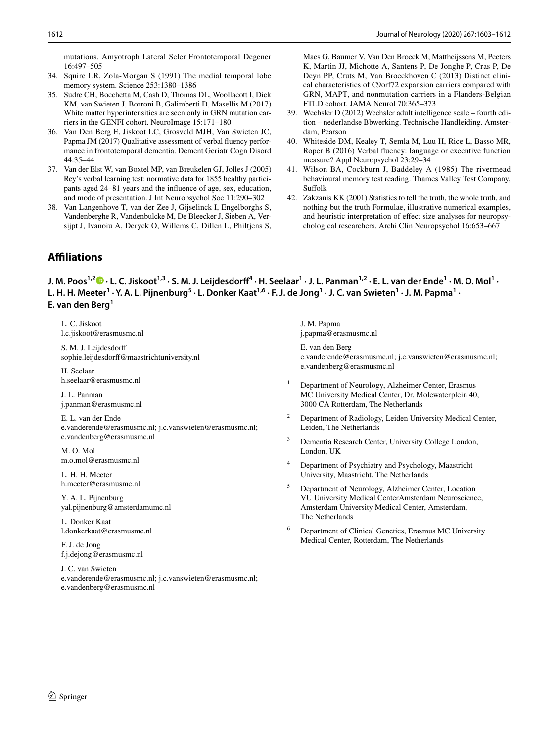mutations. Amyotroph Lateral Scler Frontotemporal Degener 16:497–505

34. Squire LR, Zola-Morgan S (1991) The medial temporal lobe memory system. Science 253:1380–1386
35. Sudre CH, Bocchetta M, Cash D, Thomas DL, Woollacott I, Dick KM, van Swieten J, Borroni B, Galimberti D, Masellis M (2017) White matter hyperintensities are seen only in GRN mutation carriers in the GENFI cohort. NeuroImage 15:171–180
36. Van Den Berg E, Jiskoot LC, Grosveld MJH, Van Swieten JC, Papma JM (2017) Qualitative assessment of verbal fluency performance in frontotemporal dementia. Dement Geriatr Cogn Disord 44:35–44
37. Van der Elst W, van Boxtel MP, van Breukelen GJ, Jolles J (2005) Rey's verbal learning test: normative data for 1855 healthy participants aged 24–81 years and the influence of age, sex, education, and mode of presentation. J Int Neuropsychol Soc 11:290–302
38. Van Langenhove T, van der Zee J, Gijselinck I, Engelborghs S, Vandenberghe R, Vandenbulcke M, De Bleecker J, Sieben A, Versijpt J, Ivanoiu A, Deryck O, Willems C, Dillen L, Philtjens S, Maes G, Baumer V, Van Den Broeck M, Mattheijssens M, Peeters K, Martin JJ, Michotte A, Santens P, De Jonghe P, Cras P, De Deyn PP, Cruts M, Van Broeckhoven C (2013) Distinct clinical characteristics of C9orf72 expansion carriers compared with GRN, MAPT, and nonmutation carriers in a Flanders-Belgian FTLD cohort. JAMA Neurol 70:365–373
39. Wechsler D (2012) Wechsler adult intelligence scale – fourth edition – nederlandse Bbwerking. Technische Handleiding. Amsterdam, Pearson
40. Whiteside DM, Kealey T, Semla M, Luu H, Rice L, Basso MR, Roper B (2016) Verbal fluency: language or executive function measure? Appl Neuropsychol 23:29–34
41. Wilson BA, Cockburn J, Baddeley A (1985) The rivermead behavioural memory test reading. Thames Valley Test Company, Suffolk
42. Zakzanis KK (2001) Statistics to tell the truth, the whole truth, and nothing but the truth Formulae, illustrative numerical examples, and heuristic interpretation of effect size analyses for neuropsychological researchers. Archi Clin Neuropsychol 16:653–667

## Affiliations

**J. M. Poos[1,2] · L. C. Jiskoot[1,3] · S. M. J. Leijdesdorff[4] · H. Seelaar[1] · J. L. Panman[1,2] · E. L. van der Ende[1] · M. O. Mol[1] · L. H. H. Meeter[1] · Y. A. L. Pijnenburg[5] · L. Donker Kaat[1,6] · F. J. de Jong[1] · J. C. van Swieten[1] · J. M. Papma[1] · E. van den Berg[1]**

L. C. Jiskoot
l.c.jiskoot@erasmusmc.nl

S. M. J. Leijdesdorff
sophie.leijdesdorff@maastrichtuniversity.nl

H. Seelaar
h.seelaar@erasmusmc.nl

J. L. Panman
j.panman@erasmusmc.nl

E. L. van der Ende
e.vanderende@erasmusmc.nl; j.c.vanswieten@erasmusmc.nl; e.vandenberg@erasmusmc.nl

M. O. Mol
m.o.mol@erasmusmc.nl

L. H. H. Meeter
h.meeter@erasmusmc.nl

Y. A. L. Pijnenburg
yal.pijnenburg@amsterdamumc.nl

L. Donker Kaat
l.donkerkaat@erasmusmc.nl

F. J. de Jong
f.j.dejong@erasmusmc.nl

J. C. van Swieten
e.vanderende@erasmusmc.nl; j.c.vanswieten@erasmusmc.nl; e.vandenberg@erasmusmc.nl

J. M. Papma
j.papma@erasmusmc.nl

E. van den Berg
e.vanderende@erasmusmc.nl; j.c.vanswieten@erasmusmc.nl; e.vandenberg@erasmusmc.nl

1 Department of Neurology, Alzheimer Center, Erasmus MC University Medical Center, Dr. Molewaterplein 40, 3000 CA Rotterdam, The Netherlands

2 Department of Radiology, Leiden University Medical Center, Leiden, The Netherlands

3 Dementia Research Center, University College London, London, UK

4 Department of Psychiatry and Psychology, Maastricht University, Maastricht, The Netherlands

5 Department of Neurology, Alzheimer Center, Location VU University Medical CenterAmsterdam Neuroscience, Amsterdam University Medical Center, Amsterdam, The Netherlands

6 Department of Clinical Genetics, Erasmus MC University Medical Center, Rotterdam, The Netherlands